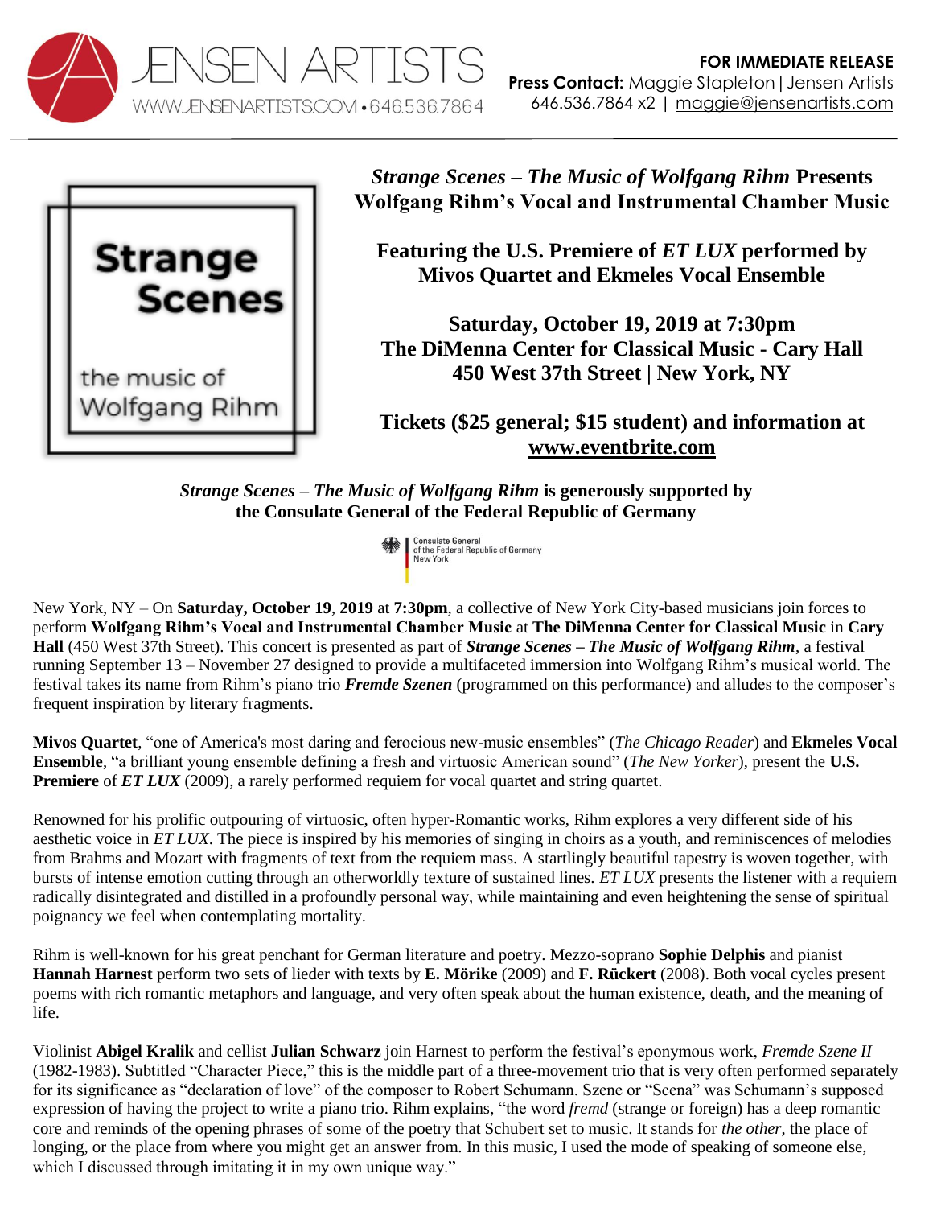JENSEN ARTISTS
WWW.JENSENARTISTS.COM • 646.536.7864

**FOR IMMEDIATE RELEASE**
**Press Contact:** Maggie Stapleton | Jensen Artists
646.536.7864 x2 | maggie@jensenartists.com

Strange Scenes

the music of Wolfgang Rihm

## *Strange Scenes – The Music of Wolfgang Rihm* Presents Wolfgang Rihm's Vocal and Instrumental Chamber Music

### Featuring the U.S. Premiere of *ET LUX* performed by Mivos Quartet and Ekmeles Vocal Ensemble

### Saturday, October 19, 2019 at 7:30pm
### The DiMenna Center for Classical Music - Cary Hall
### 450 West 37th Street | New York, NY

### Tickets ($25 general; $15 student) and information at www.eventbrite.com

***Strange Scenes – The Music of Wolfgang Rihm*** **is generously supported by the Consulate General of the Federal Republic of Germany**

Consulate General
of the Federal Republic of Germany
New York

New York, NY – On **Saturday, October 19**, **2019** at **7:30pm**, a collective of New York City-based musicians join forces to perform **Wolfgang Rihm's Vocal and Instrumental Chamber Music** at **The DiMenna Center for Classical Music** in **Cary Hall** (450 West 37th Street). This concert is presented as part of ***Strange Scenes – The Music of Wolfgang Rihm***, a festival running September 13 – November 27 designed to provide a multifaceted immersion into Wolfgang Rihm's musical world. The festival takes its name from Rihm's piano trio ***Fremde Szenen*** (programmed on this performance) and alludes to the composer's frequent inspiration by literary fragments.

**Mivos Quartet**, "one of America's most daring and ferocious new-music ensembles" (*The Chicago Reader*) and **Ekmeles Vocal Ensemble**, "a brilliant young ensemble defining a fresh and virtuosic American sound" (*The New Yorker*), present the **U.S. Premiere** of ***ET LUX*** (2009), a rarely performed requiem for vocal quartet and string quartet.

Renowned for his prolific outpouring of virtuosic, often hyper-Romantic works, Rihm explores a very different side of his aesthetic voice in *ET LUX*. The piece is inspired by his memories of singing in choirs as a youth, and reminiscences of melodies from Brahms and Mozart with fragments of text from the requiem mass. A startlingly beautiful tapestry is woven together, with bursts of intense emotion cutting through an otherworldly texture of sustained lines. *ET LUX* presents the listener with a requiem radically disintegrated and distilled in a profoundly personal way, while maintaining and even heightening the sense of spiritual poignancy we feel when contemplating mortality.

Rihm is well-known for his great penchant for German literature and poetry. Mezzo-soprano **Sophie Delphis** and pianist **Hannah Harnest** perform two sets of lieder with texts by **E. Mörike** (2009) and **F. Rückert** (2008). Both vocal cycles present poems with rich romantic metaphors and language, and very often speak about the human existence, death, and the meaning of life.

Violinist **Abigel Kralik** and cellist **Julian Schwarz** join Harnest to perform the festival's eponymous work, *Fremde Szene II* (1982-1983). Subtitled "Character Piece," this is the middle part of a three-movement trio that is very often performed separately for its significance as "declaration of love" of the composer to Robert Schumann. Szene or "Scena" was Schumann's supposed expression of having the project to write a piano trio. Rihm explains, "the word *fremd* (strange or foreign) has a deep romantic core and reminds of the opening phrases of some of the poetry that Schubert set to music. It stands for *the other*, the place of longing, or the place from where you might get an answer from. In this music, I used the mode of speaking of someone else, which I discussed through imitating it in my own unique way."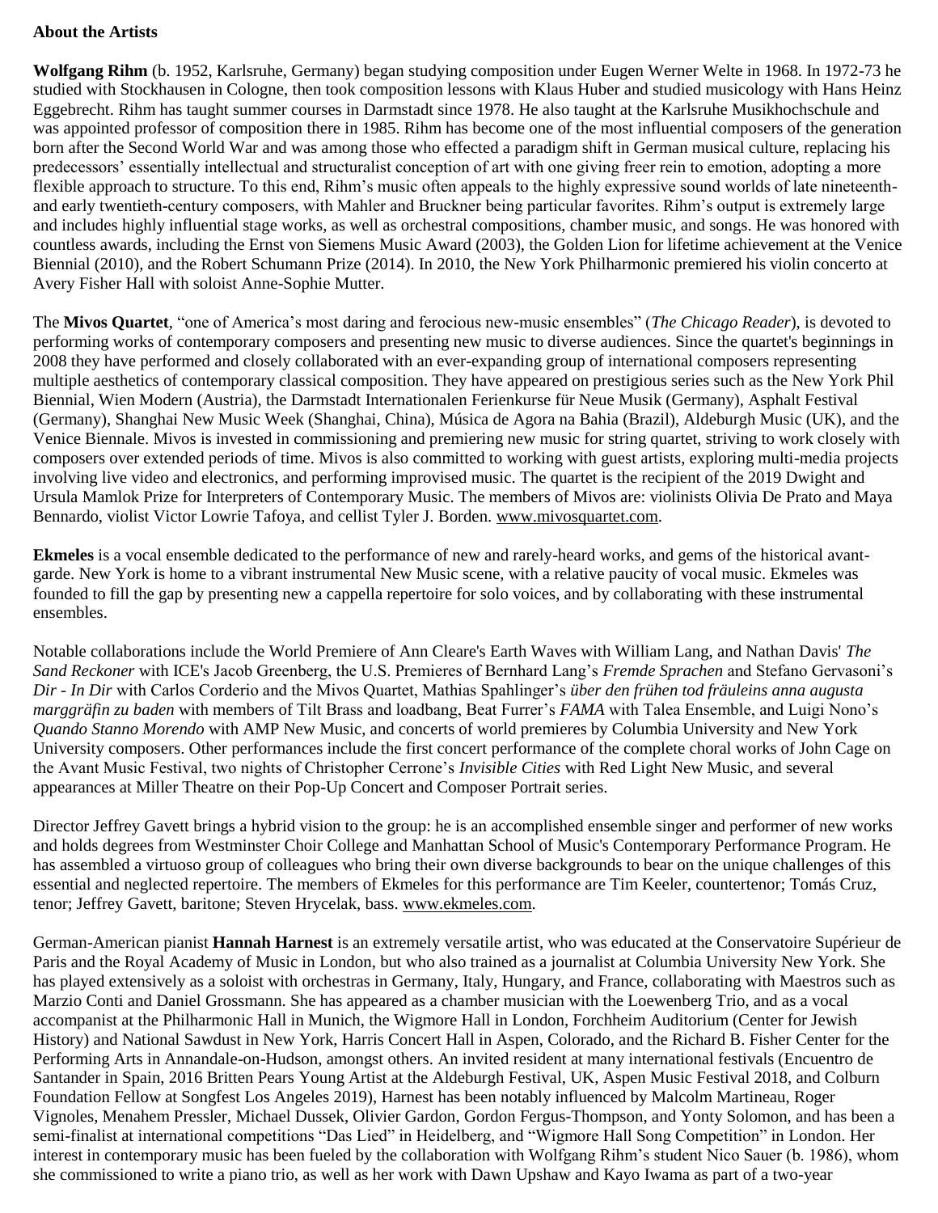**About the Artists**

**Wolfgang Rihm** (b. 1952, Karlsruhe, Germany) began studying composition under Eugen Werner Welte in 1968. In 1972-73 he studied with Stockhausen in Cologne, then took composition lessons with Klaus Huber and studied musicology with Hans Heinz Eggebrecht. Rihm has taught summer courses in Darmstadt since 1978. He also taught at the Karlsruhe Musikhochschule and was appointed professor of composition there in 1985. Rihm has become one of the most influential composers of the generation born after the Second World War and was among those who effected a paradigm shift in German musical culture, replacing his predecessors' essentially intellectual and structuralist conception of art with one giving freer rein to emotion, adopting a more flexible approach to structure. To this end, Rihm's music often appeals to the highly expressive sound worlds of late nineteenth- and early twentieth-century composers, with Mahler and Bruckner being particular favorites. Rihm's output is extremely large and includes highly influential stage works, as well as orchestral compositions, chamber music, and songs. He was honored with countless awards, including the Ernst von Siemens Music Award (2003), the Golden Lion for lifetime achievement at the Venice Biennial (2010), and the Robert Schumann Prize (2014). In 2010, the New York Philharmonic premiered his violin concerto at Avery Fisher Hall with soloist Anne-Sophie Mutter.

The **Mivos Quartet**, "one of America's most daring and ferocious new-music ensembles" (*The Chicago Reader*), is devoted to performing works of contemporary composers and presenting new music to diverse audiences. Since the quartet's beginnings in 2008 they have performed and closely collaborated with an ever-expanding group of international composers representing multiple aesthetics of contemporary classical composition. They have appeared on prestigious series such as the New York Phil Biennial, Wien Modern (Austria), the Darmstadt Internationalen Ferienkurse für Neue Musik (Germany), Asphalt Festival (Germany), Shanghai New Music Week (Shanghai, China), Música de Agora na Bahia (Brazil), Aldeburgh Music (UK), and the Venice Biennale. Mivos is invested in commissioning and premiering new music for string quartet, striving to work closely with composers over extended periods of time. Mivos is also committed to working with guest artists, exploring multi-media projects involving live video and electronics, and performing improvised music. The quartet is the recipient of the 2019 Dwight and Ursula Mamlok Prize for Interpreters of Contemporary Music. The members of Mivos are: violinists Olivia De Prato and Maya Bennardo, violist Victor Lowrie Tafoya, and cellist Tyler J. Borden. www.mivosquartet.com.

**Ekmeles** is a vocal ensemble dedicated to the performance of new and rarely-heard works, and gems of the historical avant-garde. New York is home to a vibrant instrumental New Music scene, with a relative paucity of vocal music. Ekmeles was founded to fill the gap by presenting new a cappella repertoire for solo voices, and by collaborating with these instrumental ensembles.

Notable collaborations include the World Premiere of Ann Cleare's Earth Waves with William Lang, and Nathan Davis' *The Sand Reckoner* with ICE's Jacob Greenberg, the U.S. Premieres of Bernhard Lang's *Fremde Sprachen* and Stefano Gervasoni's *Dir - In Dir* with Carlos Corderio and the Mivos Quartet, Mathias Spahlinger's *über den frühen tod fräuleins anna augusta marggräfin zu baden* with members of Tilt Brass and loadbang, Beat Furrer's *FAMA* with Talea Ensemble, and Luigi Nono's *Quando Stanno Morendo* with AMP New Music, and concerts of world premieres by Columbia University and New York University composers. Other performances include the first concert performance of the complete choral works of John Cage on the Avant Music Festival, two nights of Christopher Cerrone's *Invisible Cities* with Red Light New Music, and several appearances at Miller Theatre on their Pop-Up Concert and Composer Portrait series.

Director Jeffrey Gavett brings a hybrid vision to the group: he is an accomplished ensemble singer and performer of new works and holds degrees from Westminster Choir College and Manhattan School of Music's Contemporary Performance Program. He has assembled a virtuoso group of colleagues who bring their own diverse backgrounds to bear on the unique challenges of this essential and neglected repertoire. The members of Ekmeles for this performance are Tim Keeler, countertenor; Tomás Cruz, tenor; Jeffrey Gavett, baritone; Steven Hrycelak, bass. www.ekmeles.com.

German-American pianist **Hannah Harnest** is an extremely versatile artist, who was educated at the Conservatoire Supérieur de Paris and the Royal Academy of Music in London, but who also trained as a journalist at Columbia University New York. She has played extensively as a soloist with orchestras in Germany, Italy, Hungary, and France, collaborating with Maestros such as Marzio Conti and Daniel Grossmann. She has appeared as a chamber musician with the Loewenberg Trio, and as a vocal accompanist at the Philharmonic Hall in Munich, the Wigmore Hall in London, Forchheim Auditorium (Center for Jewish History) and National Sawdust in New York, Harris Concert Hall in Aspen, Colorado, and the Richard B. Fisher Center for the Performing Arts in Annandale-on-Hudson, amongst others. An invited resident at many international festivals (Encuentro de Santander in Spain, 2016 Britten Pears Young Artist at the Aldeburgh Festival, UK, Aspen Music Festival 2018, and Colburn Foundation Fellow at Songfest Los Angeles 2019), Harnest has been notably influenced by Malcolm Martineau, Roger Vignoles, Menahem Pressler, Michael Dussek, Olivier Gardon, Gordon Fergus-Thompson, and Yonty Solomon, and has been a semi-finalist at international competitions "Das Lied" in Heidelberg, and "Wigmore Hall Song Competition" in London. Her interest in contemporary music has been fueled by the collaboration with Wolfgang Rihm's student Nico Sauer (b. 1986), whom she commissioned to write a piano trio, as well as her work with Dawn Upshaw and Kayo Iwama as part of a two-year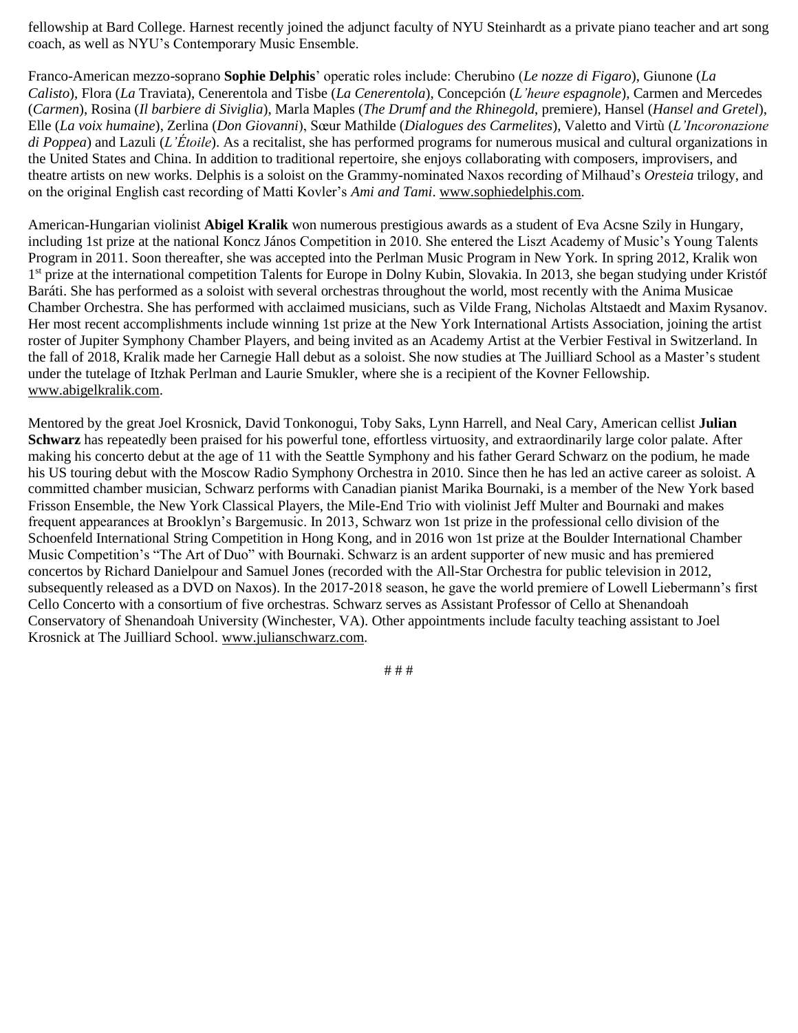fellowship at Bard College. Harnest recently joined the adjunct faculty of NYU Steinhardt as a private piano teacher and art song coach, as well as NYU's Contemporary Music Ensemble.

Franco-American mezzo-soprano **Sophie Delphis**' operatic roles include: Cherubino (*Le nozze di Figaro*), Giunone (*La Calisto*), Flora (*La* Traviata), Cenerentola and Tisbe (*La Cenerentola*), Concepción (*L'heure espagnole*), Carmen and Mercedes (*Carmen*), Rosina (*Il barbiere di Siviglia*), Marla Maples (*The Drumf and the Rhinegold*, premiere), Hansel (*Hansel and Gretel*), Elle (*La voix humaine*), Zerlina (*Don Giovanni*), Sœur Mathilde (*Dialogues des Carmelites*), Valetto and Virtù (*L'Incoronazione di Poppea*) and Lazuli (*L'Étoile*). As a recitalist, she has performed programs for numerous musical and cultural organizations in the United States and China. In addition to traditional repertoire, she enjoys collaborating with composers, improvisers, and theatre artists on new works. Delphis is a soloist on the Grammy-nominated Naxos recording of Milhaud's *Oresteia* trilogy, and on the original English cast recording of Matti Kovler's *Ami and Tami*. www.sophiedelphis.com.

American-Hungarian violinist **Abigel Kralik** won numerous prestigious awards as a student of Eva Acsne Szily in Hungary, including 1st prize at the national Koncz János Competition in 2010. She entered the Liszt Academy of Music's Young Talents Program in 2011. Soon thereafter, she was accepted into the Perlman Music Program in New York. In spring 2012, Kralik won 1st prize at the international competition Talents for Europe in Dolny Kubin, Slovakia. In 2013, she began studying under Kristóf Baráti. She has performed as a soloist with several orchestras throughout the world, most recently with the Anima Musicae Chamber Orchestra. She has performed with acclaimed musicians, such as Vilde Frang, Nicholas Altstaedt and Maxim Rysanov. Her most recent accomplishments include winning 1st prize at the New York International Artists Association, joining the artist roster of Jupiter Symphony Chamber Players, and being invited as an Academy Artist at the Verbier Festival in Switzerland. In the fall of 2018, Kralik made her Carnegie Hall debut as a soloist. She now studies at The Juilliard School as a Master's student under the tutelage of Itzhak Perlman and Laurie Smukler, where she is a recipient of the Kovner Fellowship. www.abigelkralik.com.

Mentored by the great Joel Krosnick, David Tonkonogui, Toby Saks, Lynn Harrell, and Neal Cary, American cellist **Julian Schwarz** has repeatedly been praised for his powerful tone, effortless virtuosity, and extraordinarily large color palate. After making his concerto debut at the age of 11 with the Seattle Symphony and his father Gerard Schwarz on the podium, he made his US touring debut with the Moscow Radio Symphony Orchestra in 2010. Since then he has led an active career as soloist. A committed chamber musician, Schwarz performs with Canadian pianist Marika Bournaki, is a member of the New York based Frisson Ensemble, the New York Classical Players, the Mile-End Trio with violinist Jeff Multer and Bournaki and makes frequent appearances at Brooklyn's Bargemusic. In 2013, Schwarz won 1st prize in the professional cello division of the Schoenfeld International String Competition in Hong Kong, and in 2016 won 1st prize at the Boulder International Chamber Music Competition's "The Art of Duo" with Bournaki. Schwarz is an ardent supporter of new music and has premiered concertos by Richard Danielpour and Samuel Jones (recorded with the All-Star Orchestra for public television in 2012, subsequently released as a DVD on Naxos). In the 2017-2018 season, he gave the world premiere of Lowell Liebermann's first Cello Concerto with a consortium of five orchestras. Schwarz serves as Assistant Professor of Cello at Shenandoah Conservatory of Shenandoah University (Winchester, VA). Other appointments include faculty teaching assistant to Joel Krosnick at The Juilliard School. www.julianschwarz.com.

# # #